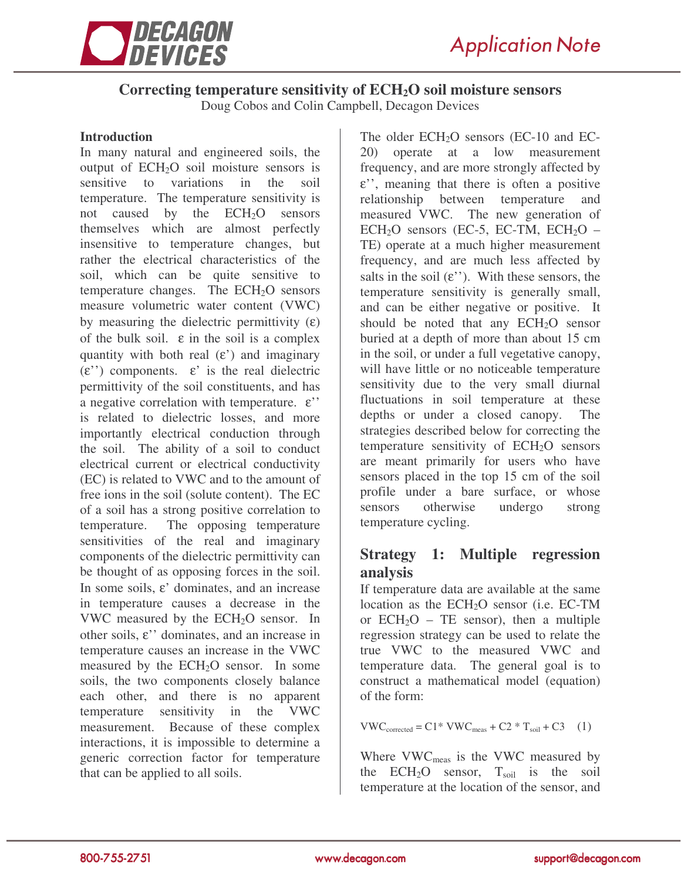# Correcting temperature sensitivity of $ECH_2O$ soil moisture sensors

Doug Cobos and Colin Campbell, Decagon Devices

## Introduction

In many natural and engineered soils, the output of $ECH_2O$ soil moisture sensors is sensitive to variations in the soil temperature. The temperature sensitivity is not caused by the $ECH_2O$ sensors themselves which are almost perfectly insensitive to temperature changes, but rather the electrical characteristics of the soil, which can be quite sensitive to temperature changes. The $ECH_2O$ sensors measure volumetric water content (VWC) by measuring the dielectric permittivity ($\varepsilon$) of the bulk soil. $\varepsilon$ in the soil is a complex quantity with both real ($\varepsilon'$) and imaginary ($\varepsilon''$) components. $\varepsilon'$ is the real dielectric permittivity of the soil constituents, and has a negative correlation with temperature. $\varepsilon''$ is related to dielectric losses, and more importantly electrical conduction through the soil. The ability of a soil to conduct electrical current or electrical conductivity (EC) is related to VWC and to the amount of free ions in the soil (solute content). The EC of a soil has a strong positive correlation to temperature. The opposing temperature sensitivities of the real and imaginary components of the dielectric permittivity can be thought of as opposing forces in the soil. In some soils, $\varepsilon'$ dominates, and an increase in temperature causes a decrease in the VWC measured by the $ECH_2O$ sensor. In other soils, $\varepsilon''$ dominates, and an increase in temperature causes an increase in the VWC measured by the $ECH_2O$ sensor. In some soils, the two components closely balance each other, and there is no apparent temperature sensitivity in the VWC measurement. Because of these complex interactions, it is impossible to determine a generic correction factor for temperature that can be applied to all soils.

The older $ECH_2O$ sensors (EC-10 and EC-20) operate at a low measurement frequency, and are more strongly affected by $\varepsilon''$, meaning that there is often a positive relationship between temperature and measured VWC. The new generation of $ECH_2O$ sensors (EC-5, EC-TM, $ECH_2O$ – TE) operate at a much higher measurement frequency, and are much less affected by salts in the soil ($\varepsilon''$). With these sensors, the temperature sensitivity is generally small, and can be either negative or positive. It should be noted that any $ECH_2O$ sensor buried at a depth of more than about 15 cm in the soil, or under a full vegetative canopy, will have little or no noticeable temperature sensitivity due to the very small diurnal fluctuations in soil temperature at these depths or under a closed canopy. The strategies described below for correcting the temperature sensitivity of $ECH_2O$ sensors are meant primarily for users who have sensors placed in the top 15 cm of the soil profile under a bare surface, or whose sensors otherwise undergo strong temperature cycling.

## Strategy 1: Multiple regression analysis

If temperature data are available at the same location as the $ECH_2O$ sensor (i.e. EC-TM or $ECH_2O$ – TE sensor), then a multiple regression strategy can be used to relate the true VWC to the measured VWC and temperature data. The general goal is to construct a mathematical model (equation) of the form:

$$VWC_{corrected} = C1 * VWC_{meas} + C2 * T_{soil} + C3 \quad (1)$$

Where $VWC_{meas}$ is the VWC measured by the $ECH_2O$ sensor, $T_{soil}$ is the soil temperature at the location of the sensor, and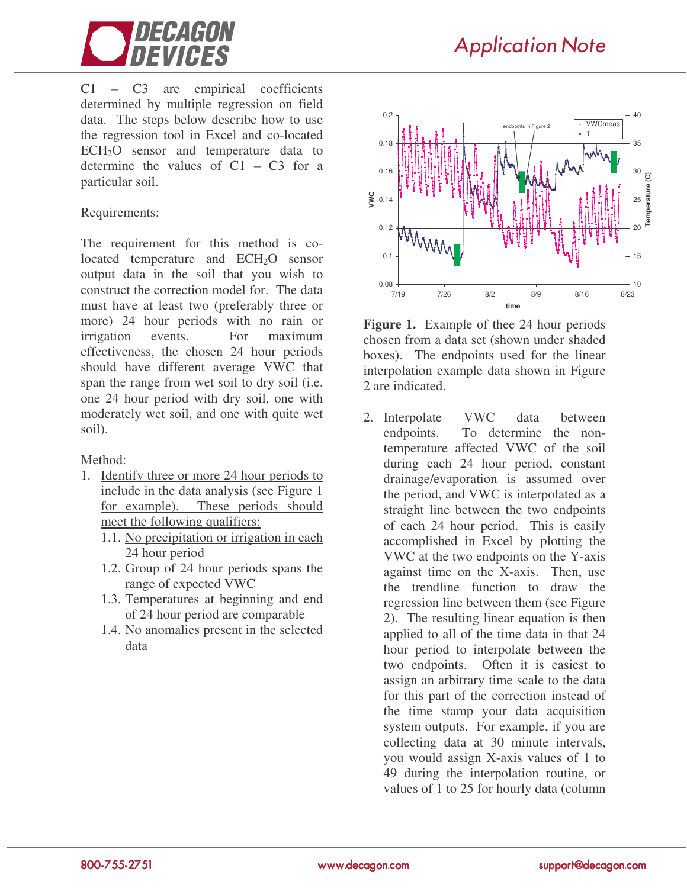C1 – C3 are empirical coefficients determined by multiple regression on field data. The steps below describe how to use the regression tool in Excel and co-located $ECH_2O$ sensor and temperature data to determine the values of C1 – C3 for a particular soil.

Requirements:

The requirement for this method is co-located temperature and $ECH_2O$ sensor output data in the soil that you wish to construct the correction model for. The data must have at least two (preferably three or more) 24 hour periods with no rain or irrigation events. For maximum effectiveness, the chosen 24 hour periods should have different average VWC that span the range from wet soil to dry soil (i.e. one 24 hour period with dry soil, one with moderately wet soil, and one with quite wet soil).

Method:

1. Identify three or more 24 hour periods to include in the data analysis (see Figure 1 for example). These periods should meet the following qualifiers:
   - 1.1. No precipitation or irrigation in each 24 hour period
   - 1.2. Group of 24 hour periods spans the range of expected VWC
   - 1.3. Temperatures at beginning and end of 24 hour period are comparable
   - 1.4. No anomalies present in the selected data

**Figure 1.** Example of thee 24 hour periods chosen from a data set (shown under shaded boxes). The endpoints used for the linear interpolation example data shown in Figure 2 are indicated.

2. Interpolate VWC data between endpoints. To determine the non-temperature affected VWC of the soil during each 24 hour period, constant drainage/evaporation is assumed over the period, and VWC is interpolated as a straight line between the two endpoints of each 24 hour period. This is easily accomplished in Excel by plotting the VWC at the two endpoints on the Y-axis against time on the X-axis. Then, use the trendline function to draw the regression line between them (see Figure 2). The resulting linear equation is then applied to all of the time data in that 24 hour period to interpolate between the two endpoints. Often it is easiest to assign an arbitrary time scale to the data for this part of the correction instead of the time stamp your data acquisition system outputs. For example, if you are collecting data at 30 minute intervals, you would assign X-axis values of 1 to 49 during the interpolation routine, or values of 1 to 25 for hourly data (column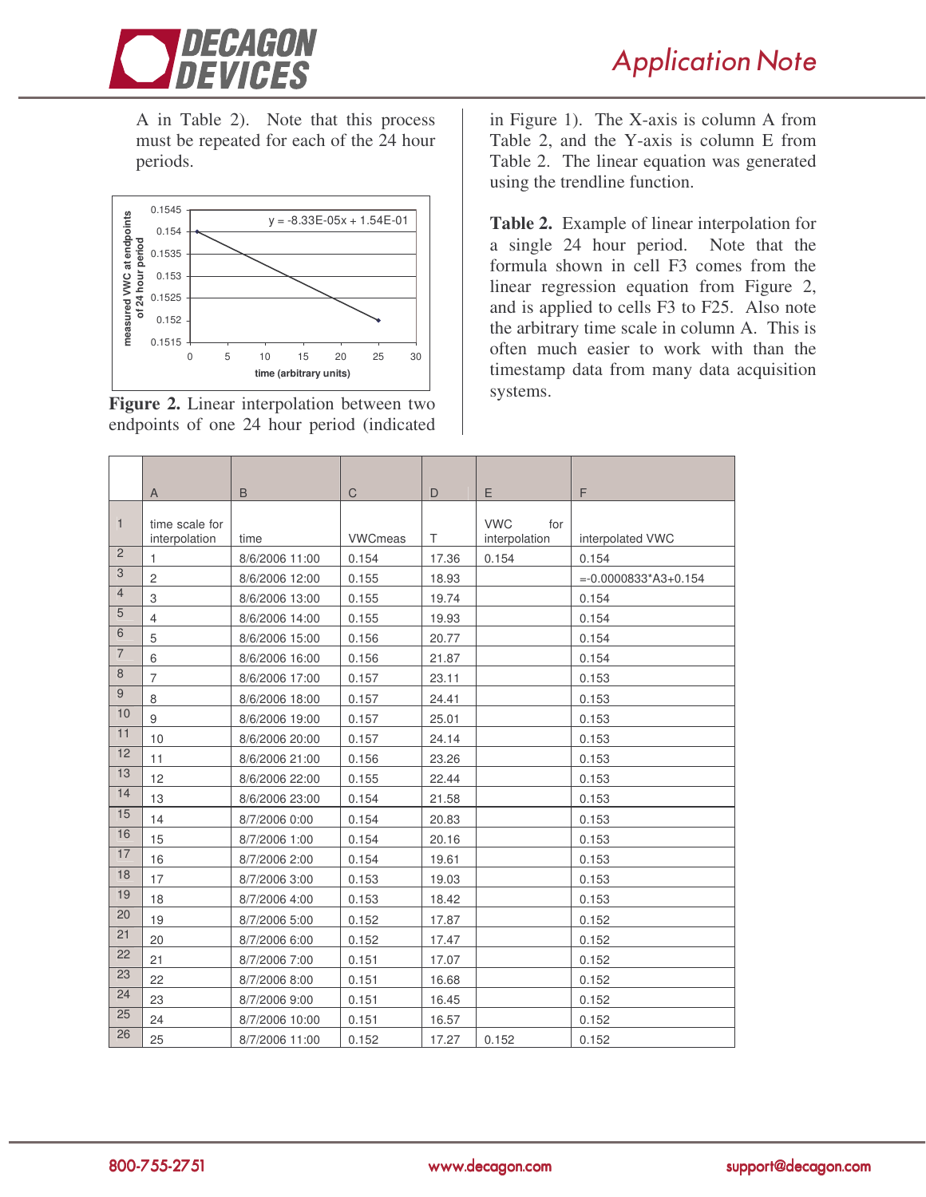A in Table 2). Note that this process must be repeated for each of the 24 hour periods.

**Figure 2.** Linear interpolation between two endpoints of one 24 hour period (indicated in Figure 1). The X-axis is column A from Table 2, and the Y-axis is column E from Table 2. The linear equation was generated using the trendline function.

**Table 2.** Example of linear interpolation for a single 24 hour period. Note that the formula shown in cell F3 comes from the linear regression equation from Figure 2, and is applied to cells F3 to F25. Also note the arbitrary time scale in column A. This is often much easier to work with than the timestamp data from many data acquisition systems.

| | A | B | C | D | E | F |
|---|---|---|---|---|---|---|
| 1 | time scale for interpolation | time | VWCmeas | T | VWC for interpolation | interpolated VWC |
| 2 | 1 | 8/6/2006 11:00 | 0.154 | 17.36 | 0.154 | 0.154 |
| 3 | 2 | 8/6/2006 12:00 | 0.155 | 18.93 | | =-0.0000833*A3+0.154 |
| 4 | 3 | 8/6/2006 13:00 | 0.155 | 19.74 | | 0.154 |
| 5 | 4 | 8/6/2006 14:00 | 0.155 | 19.93 | | 0.154 |
| 6 | 5 | 8/6/2006 15:00 | 0.156 | 20.77 | | 0.154 |
| 7 | 6 | 8/6/2006 16:00 | 0.156 | 21.87 | | 0.154 |
| 8 | 7 | 8/6/2006 17:00 | 0.157 | 23.11 | | 0.153 |
| 9 | 8 | 8/6/2006 18:00 | 0.157 | 24.41 | | 0.153 |
| 10 | 9 | 8/6/2006 19:00 | 0.157 | 25.01 | | 0.153 |
| 11 | 10 | 8/6/2006 20:00 | 0.157 | 24.14 | | 0.153 |
| 12 | 11 | 8/6/2006 21:00 | 0.156 | 23.26 | | 0.153 |
| 13 | 12 | 8/6/2006 22:00 | 0.155 | 22.44 | | 0.153 |
| 14 | 13 | 8/6/2006 23:00 | 0.154 | 21.58 | | 0.153 |
| 15 | 14 | 8/7/2006 0:00 | 0.154 | 20.83 | | 0.153 |
| 16 | 15 | 8/7/2006 1:00 | 0.154 | 20.16 | | 0.153 |
| 17 | 16 | 8/7/2006 2:00 | 0.154 | 19.61 | | 0.153 |
| 18 | 17 | 8/7/2006 3:00 | 0.153 | 19.03 | | 0.153 |
| 19 | 18 | 8/7/2006 4:00 | 0.153 | 18.42 | | 0.153 |
| 20 | 19 | 8/7/2006 5:00 | 0.152 | 17.87 | | 0.152 |
| 21 | 20 | 8/7/2006 6:00 | 0.152 | 17.47 | | 0.152 |
| 22 | 21 | 8/7/2006 7:00 | 0.151 | 17.07 | | 0.152 |
| 23 | 22 | 8/7/2006 8:00 | 0.151 | 16.68 | | 0.152 |
| 24 | 23 | 8/7/2006 9:00 | 0.151 | 16.45 | | 0.152 |
| 25 | 24 | 8/7/2006 10:00 | 0.151 | 16.57 | | 0.152 |
| 26 | 25 | 8/7/2006 11:00 | 0.152 | 17.27 | 0.152 | 0.152 |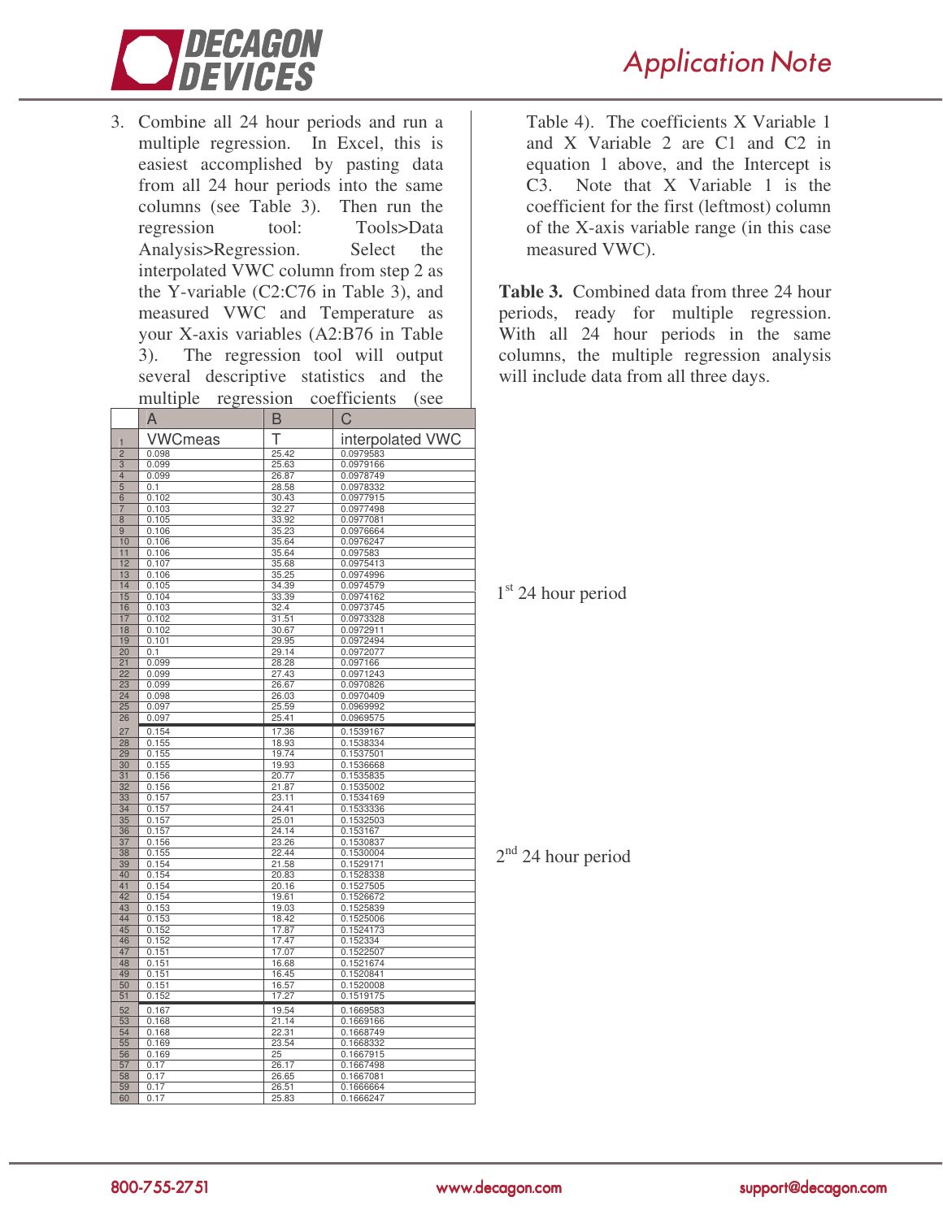3. Combine all 24 hour periods and run a multiple regression. In Excel, this is easiest accomplished by pasting data from all 24 hour periods into the same columns (see Table 3). Then run the regression tool: Tools>Data Analysis>Regression. Select the interpolated VWC column from step 2 as the Y-variable (C2:C76 in Table 3), and measured VWC and Temperature as your X-axis variables (A2:B76 in Table 3). The regression tool will output several descriptive statistics and the multiple regression coefficients (see Table 4). The coefficients X Variable 1 and X Variable 2 are C1 and C2 in equation 1 above, and the Intercept is C3. Note that X Variable 1 is the coefficient for the first (leftmost) column of the X-axis variable range (in this case measured VWC).

**Table 3.** Combined data from three 24 hour periods, ready for multiple regression. With all 24 hour periods in the same columns, the multiple regression analysis will include data from all three days.

| | A | B | C | |
|---|---|---|---|---|
| 1 | VWCmeas | T | interpolated VWC | |
| 2 | 0.098 | 25.42 | 0.0979583 | |
| 3 | 0.099 | 25.63 | 0.0979166 | |
| 4 | 0.099 | 26.87 | 0.0978749 | |
| 5 | 0.1 | 28.58 | 0.0978332 | |
| 6 | 0.102 | 30.43 | 0.0977915 | |
| 7 | 0.103 | 32.27 | 0.0977498 | |
| 8 | 0.105 | 33.92 | 0.0977081 | |
| 9 | 0.106 | 35.23 | 0.0976664 | |
| 10 | 0.106 | 35.64 | 0.0976247 | |
| 11 | 0.106 | 35.64 | 0.097583 | |
| 12 | 0.107 | 35.68 | 0.0975413 | |
| 13 | 0.106 | 35.25 | 0.0974996 | |
| 14 | 0.105 | 34.39 | 0.0974579 | |
| 15 | 0.104 | 33.39 | 0.0974162 | 1st 24 hour period |
| 16 | 0.103 | 32.4 | 0.0973745 | |
| 17 | 0.102 | 31.51 | 0.0973328 | |
| 18 | 0.102 | 30.67 | 0.0972911 | |
| 19 | 0.101 | 29.95 | 0.0972494 | |
| 20 | 0.1 | 29.14 | 0.0972077 | |
| 21 | 0.099 | 28.28 | 0.097166 | |
| 22 | 0.099 | 27.43 | 0.0971243 | |
| 23 | 0.099 | 26.67 | 0.0970826 | |
| 24 | 0.098 | 26.03 | 0.0970409 | |
| 25 | 0.097 | 25.59 | 0.0969992 | |
| 26 | 0.097 | 25.41 | 0.0969575 | |
| 27 | 0.154 | 17.36 | 0.1539167 | |
| 28 | 0.155 | 18.93 | 0.1538334 | |
| 29 | 0.155 | 19.74 | 0.1537501 | |
| 30 | 0.155 | 19.93 | 0.1536668 | |
| 31 | 0.156 | 20.77 | 0.1535835 | |
| 32 | 0.156 | 21.87 | 0.1535002 | |
| 33 | 0.157 | 23.11 | 0.1534169 | |
| 34 | 0.157 | 24.41 | 0.1533336 | |
| 35 | 0.157 | 25.01 | 0.1532503 | |
| 36 | 0.157 | 24.14 | 0.153167 | |
| 37 | 0.156 | 23.26 | 0.1530837 | |
| 38 | 0.155 | 22.44 | 0.1530004 | 2nd 24 hour period |
| 39 | 0.154 | 21.58 | 0.1529171 | |
| 40 | 0.154 | 20.83 | 0.1528338 | |
| 41 | 0.154 | 20.16 | 0.1527505 | |
| 42 | 0.154 | 19.61 | 0.1526672 | |
| 43 | 0.153 | 19.03 | 0.1525839 | |
| 44 | 0.153 | 18.42 | 0.1525006 | |
| 45 | 0.152 | 17.87 | 0.1524173 | |
| 46 | 0.152 | 17.47 | 0.152334 | |
| 47 | 0.151 | 17.07 | 0.1522507 | |
| 48 | 0.151 | 16.68 | 0.1521674 | |
| 49 | 0.151 | 16.45 | 0.1520841 | |
| 50 | 0.151 | 16.57 | 0.1520008 | |
| 51 | 0.152 | 17.27 | 0.1519175 | |
| 52 | 0.167 | 19.54 | 0.1669583 | |
| 53 | 0.168 | 21.14 | 0.1669166 | |
| 54 | 0.168 | 22.31 | 0.1668749 | |
| 55 | 0.169 | 23.54 | 0.1668332 | |
| 56 | 0.169 | 25 | 0.1667915 | |
| 57 | 0.17 | 26.17 | 0.1667498 | |
| 58 | 0.17 | 26.65 | 0.1667081 | |
| 59 | 0.17 | 26.51 | 0.1666664 | |
| 60 | 0.17 | 25.83 | 0.1666247 | |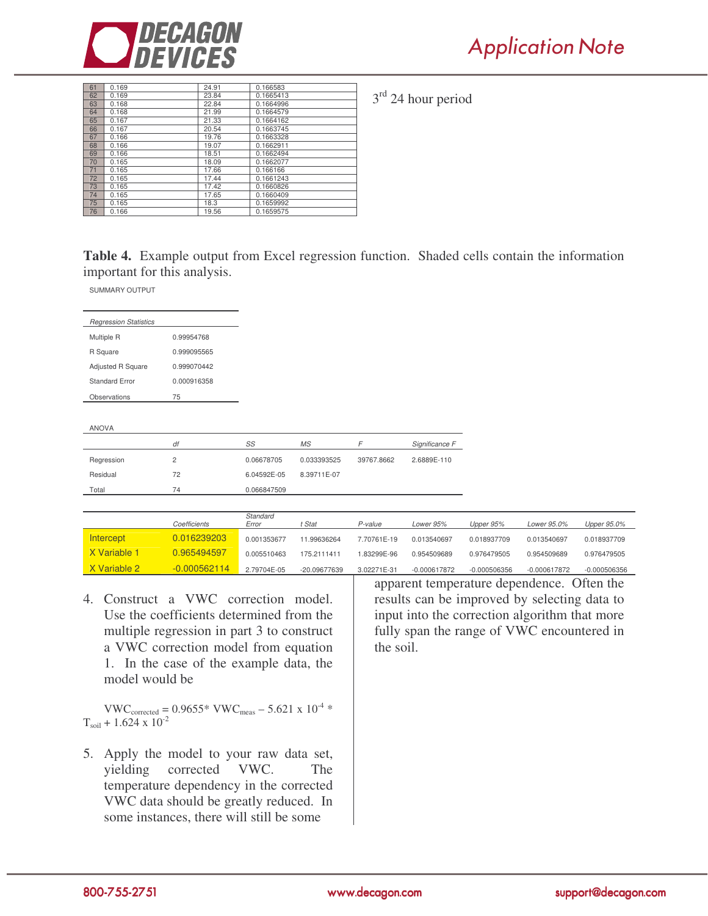| 61 | 0.169 | 24.91 | 0.166583 |
|---|---|---|---|
| 62 | 0.169 | 23.84 | 0.1665413 |
| 63 | 0.168 | 22.84 | 0.1664996 |
| 64 | 0.168 | 21.99 | 0.1664579 |
| 65 | 0.167 | 21.33 | 0.1664162 |
| 66 | 0.167 | 20.54 | 0.1663745 |
| 67 | 0.166 | 19.76 | 0.1663328 |
| 68 | 0.166 | 19.07 | 0.1662911 |
| 69 | 0.166 | 18.51 | 0.1662494 |
| 70 | 0.165 | 18.09 | 0.1662077 |
| 71 | 0.165 | 17.66 | 0.166166 |
| 72 | 0.165 | 17.44 | 0.1661243 |
| 73 | 0.165 | 17.42 | 0.1660826 |
| 74 | 0.165 | 17.65 | 0.1660409 |
| 75 | 0.165 | 18.3 | 0.1659992 |
| 76 | 0.166 | 19.56 | 0.1659575 |

$3^{rd}$ 24 hour period

**Table 4.** Example output from Excel regression function. Shaded cells contain the information important for this analysis.

SUMMARY OUTPUT

| *Regression Statistics* | |
|---|---|
| Multiple R | 0.99954768 |
| R Square | 0.999095565 |
| Adjusted R Square | 0.999070442 |
| Standard Error | 0.000916358 |
| Observations | 75 |

ANOVA

| | *df* | *SS* | *MS* | *F* | *Significance F* |
|---|---|---|---|---|---|
| Regression | 2 | 0.06678705 | 0.033393525 | 39767.8662 | 2.6889E-110 |
| Residual | 72 | 6.04592E-05 | 8.39711E-07 | | |
| Total | 74 | 0.066847509 | | | |

| | *Coefficients* | *Standard Error* | *t Stat* | *P-value* | *Lower 95%* | *Upper 95%* | *Lower 95.0%* | *Upper 95.0%* |
|---|---|---|---|---|---|---|---|---|
| Intercept | 0.016239203 | 0.001353677 | 11.99636264 | 7.70761E-19 | 0.013540697 | 0.018937709 | 0.013540697 | 0.018937709 |
| X Variable 1 | 0.965494597 | 0.005510463 | 175.2111411 | 1.83299E-96 | 0.954509689 | 0.976479505 | 0.954509689 | 0.976479505 |
| X Variable 2 | -0.000562114 | 2.79704E-05 | -20.09677639 | 3.02271E-31 | -0.000617872 | -0.000506356 | -0.000617872 | -0.000506356 |

4. Construct a VWC correction model. Use the coefficients determined from the multiple regression in part 3 to construct a VWC correction model from equation 1. In the case of the example data, the model would be

$$VWC_{corrected} = 0.9655 * VWC_{meas} - 5.621 \times 10^{-4} * T_{soil} + 1.624 \times 10^{-2}$$

5. Apply the model to your raw data set, yielding corrected VWC. The temperature dependency in the corrected VWC data should be greatly reduced. In some instances, there will still be some apparent temperature dependence. Often the results can be improved by selecting data to input into the correction algorithm that more fully span the range of VWC encountered in the soil.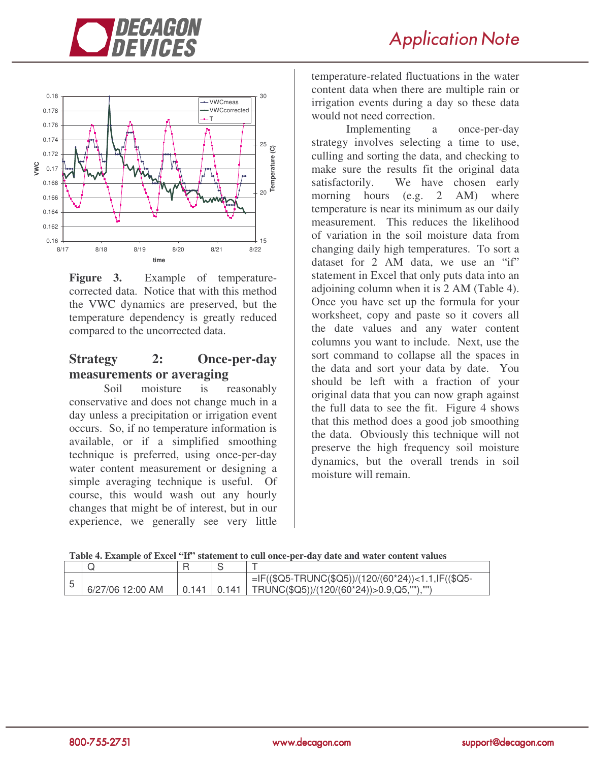**Figure 3.** Example of temperature-corrected data. Notice that with this method the VWC dynamics are preserved, but the temperature dependency is greatly reduced compared to the uncorrected data.

## Strategy 2: Once-per-day measurements or averaging

Soil moisture is reasonably conservative and does not change much in a day unless a precipitation or irrigation event occurs. So, if no temperature information is available, or if a simplified smoothing technique is preferred, using once-per-day water content measurement or designing a simple averaging technique is useful. Of course, this would wash out any hourly changes that might be of interest, but in our experience, we generally see very little temperature-related fluctuations in the water content data when there are multiple rain or irrigation events during a day so these data would not need correction.

Implementing a once-per-day strategy involves selecting a time to use, culling and sorting the data, and checking to make sure the results fit the original data satisfactorily. We have chosen early morning hours (e.g. 2 AM) where temperature is near its minimum as our daily measurement. This reduces the likelihood of variation in the soil moisture data from changing daily high temperatures. To sort a dataset for 2 AM data, we use an "if" statement in Excel that only puts data into an adjoining column when it is 2 AM (Table 4). Once you have set up the formula for your worksheet, copy and paste so it covers all the date values and any water content columns you want to include. Next, use the sort command to collapse all the spaces in the data and sort your data by date. You should be left with a fraction of your original data that you can now graph against the full data to see the fit. Figure 4 shows that this method does a good job smoothing the data. Obviously this technique will not preserve the high frequency soil moisture dynamics, but the overall trends in soil moisture will remain.

**Table 4. Example of Excel "If" statement to cull once-per-day date and water content values**

| | Q | R | S | T |
|---|---|---|---|---|
| 5 | 6/27/06 12:00 AM | 0.141 | 0.141 | =IF(($Q5-TRUNC($Q5))/(120/(60*24))<1.1,IF(($Q5-TRUNC($Q5))/(120/(60*24))>0.9,Q5,""),"") |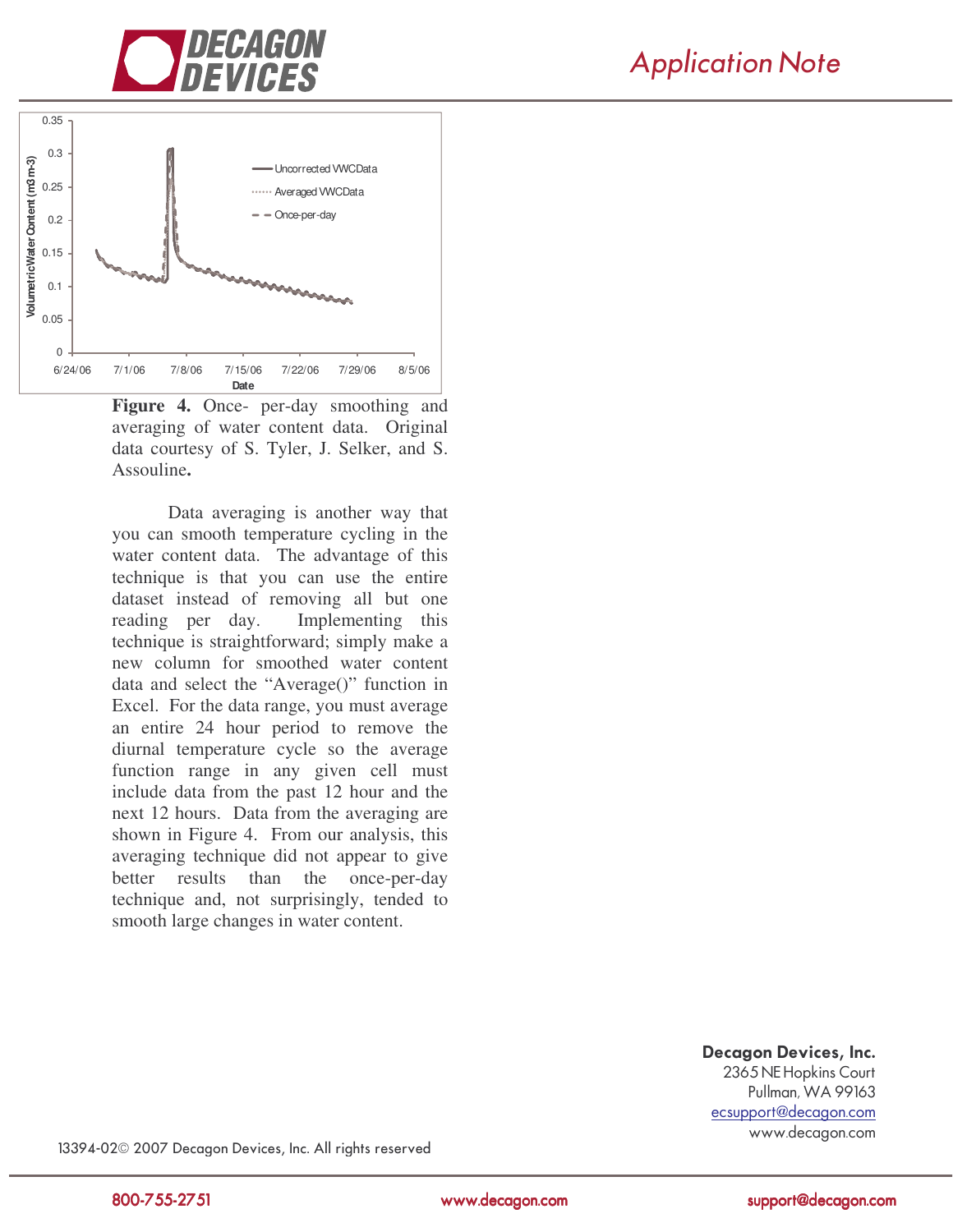0.35
0.3
0.25
0.2
0.15
0.1
0.05
0

Volumetric Water Content (m3 m-3)

6/24/06 7/1/06 7/8/06 7/15/06 7/22/06 7/29/06 8/5/06

Date

Uncorrected VWC Data
Averaged VWC Data
Once-per-day

**Figure 4.** Once- per-day smoothing and averaging of water content data. Original data courtesy of S. Tyler, J. Selker, and S. Assouline**.**

Data averaging is another way that you can smooth temperature cycling in the water content data. The advantage of this technique is that you can use the entire dataset instead of removing all but one reading per day. Implementing this technique is straightforward; simply make a new column for smoothed water content data and select the "Average()" function in Excel. For the data range, you must average an entire 24 hour period to remove the diurnal temperature cycle so the average function range in any given cell must include data from the past 12 hour and the next 12 hours. Data from the averaging are shown in Figure 4. From our analysis, this averaging technique did not appear to give better results than the once-per-day technique and, not surprisingly, tended to smooth large changes in water content.

**Decagon Devices, Inc.**
2365 NE Hopkins Court
Pullman, WA 99163
ecsupport@decagon.com
www.decagon.com

13394-02© 2007 Decagon Devices, Inc. All rights reserved